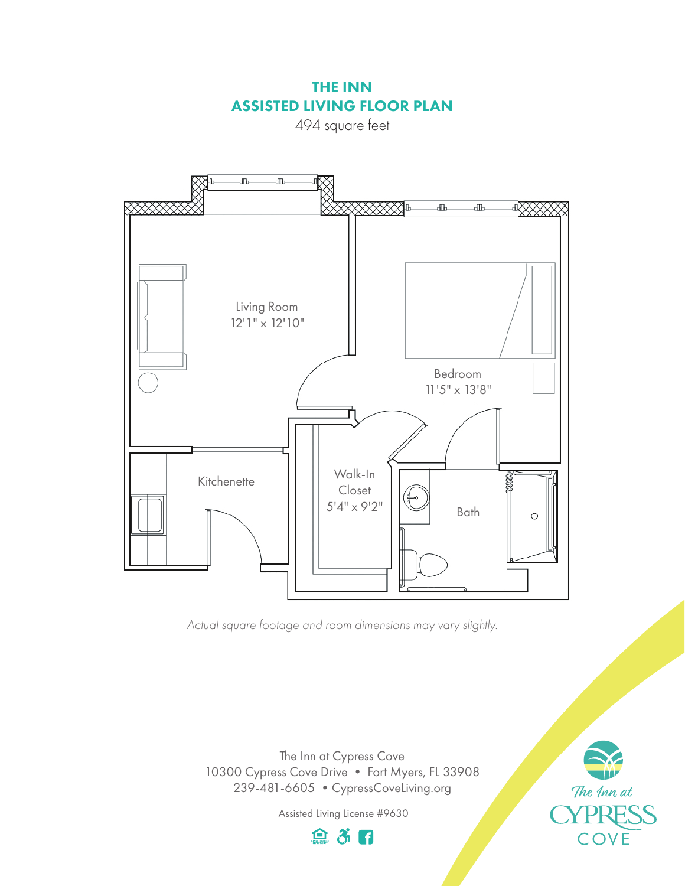# THE INN
# ASSISTED LIVING FLOOR PLAN

494 square feet

Living Room
12'1" x 12'10"

Bedroom
11'5" x 13'8"

Kitchenette

Walk-In Closet
5'4" x 9'2"

Bath

*Actual square footage and room dimensions may vary slightly.*

The Inn at Cypress Cove
10300 Cypress Cove Drive • Fort Myers, FL 33908
239-481-6605 • CypressCoveLiving.org

Assisted Living License #9630

The Inn at CYPRESS COVE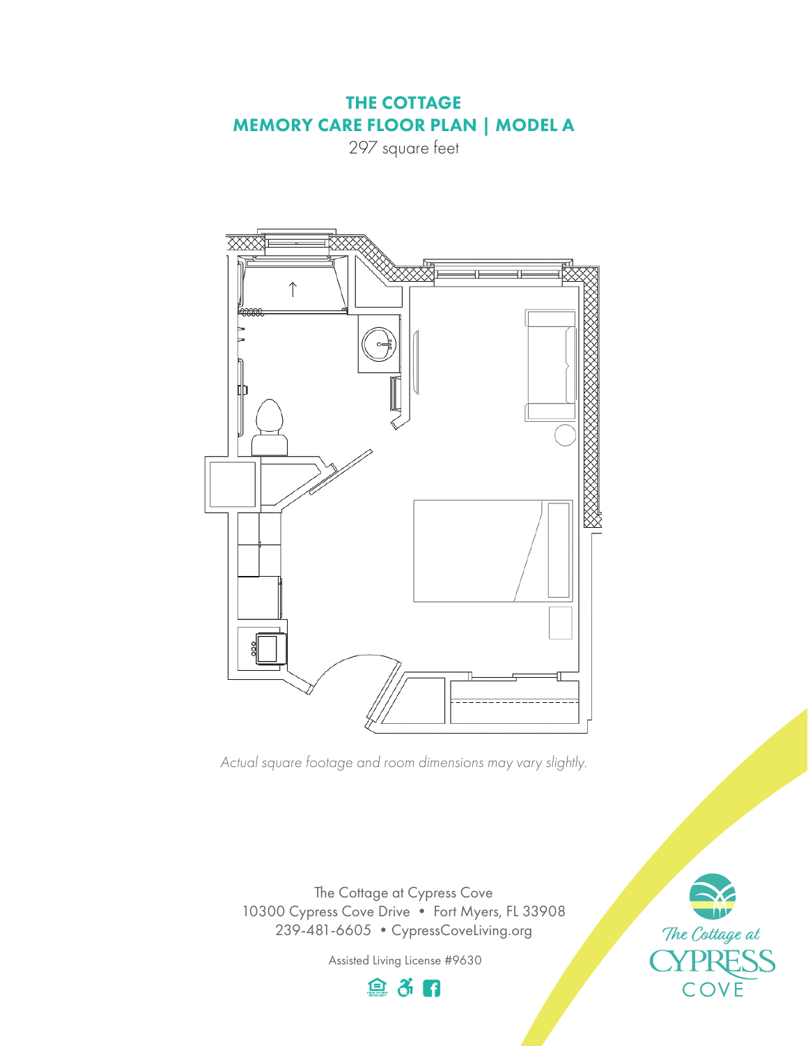# THE COTTAGE
# MEMORY CARE FLOOR PLAN | MODEL A

297 square feet

*Actual square footage and room dimensions may vary slightly.*

The Cottage at Cypress Cove
10300 Cypress Cove Drive • Fort Myers, FL 33908
239-481-6605 • CypressCoveLiving.org

Assisted Living License #9630

The Cottage at CYPRESS COVE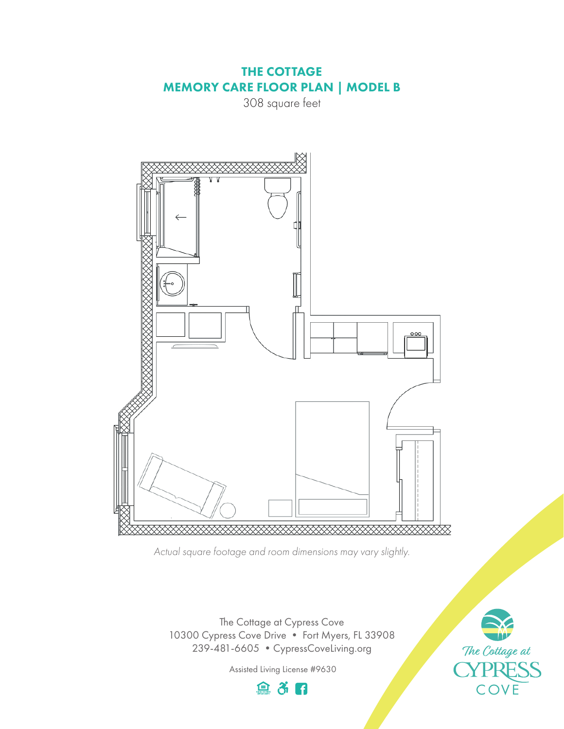# THE COTTAGE
## MEMORY CARE FLOOR PLAN | MODEL B

308 square feet

*Actual square footage and room dimensions may vary slightly.*

The Cottage at Cypress Cove
10300 Cypress Cove Drive • Fort Myers, FL 33908
239-481-6605 • CypressCoveLiving.org

Assisted Living License #9630

The Cottage at CYPRESS COVE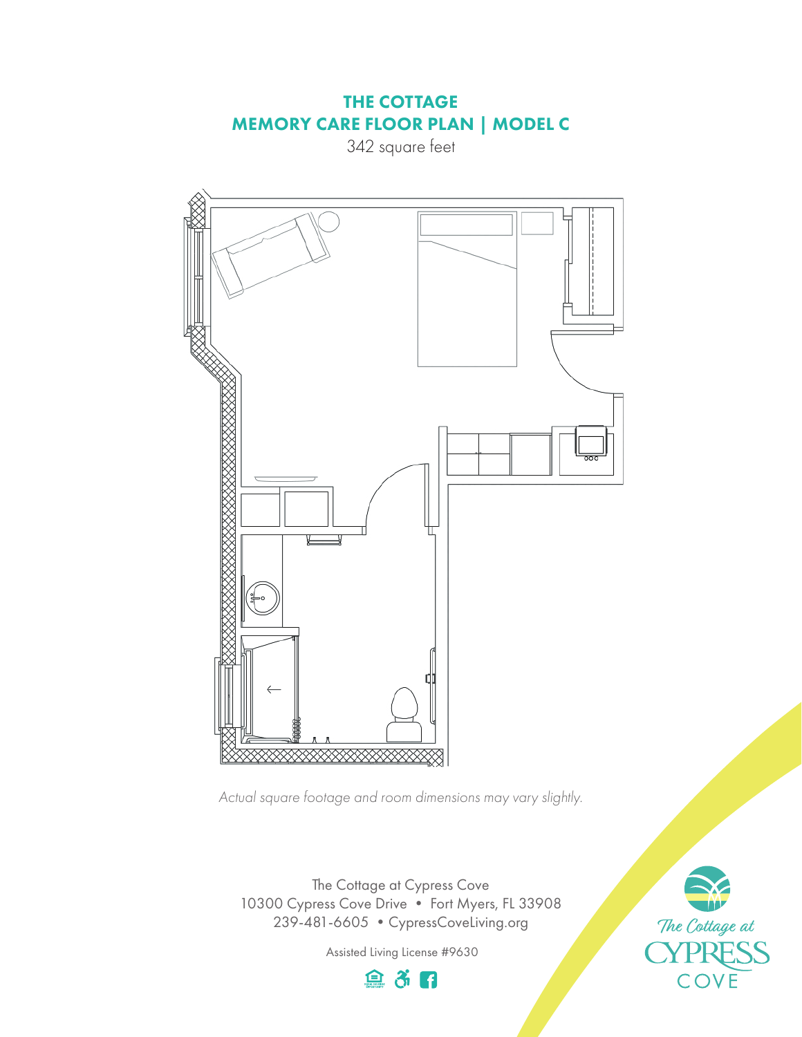# THE COTTAGE
## MEMORY CARE FLOOR PLAN | MODEL C

342 square feet

*Actual square footage and room dimensions may vary slightly.*

The Cottage at Cypress Cove
10300 Cypress Cove Drive • Fort Myers, FL 33908
239-481-6605 • CypressCoveLiving.org

Assisted Living License #9630

The Cottage at CYPRESS COVE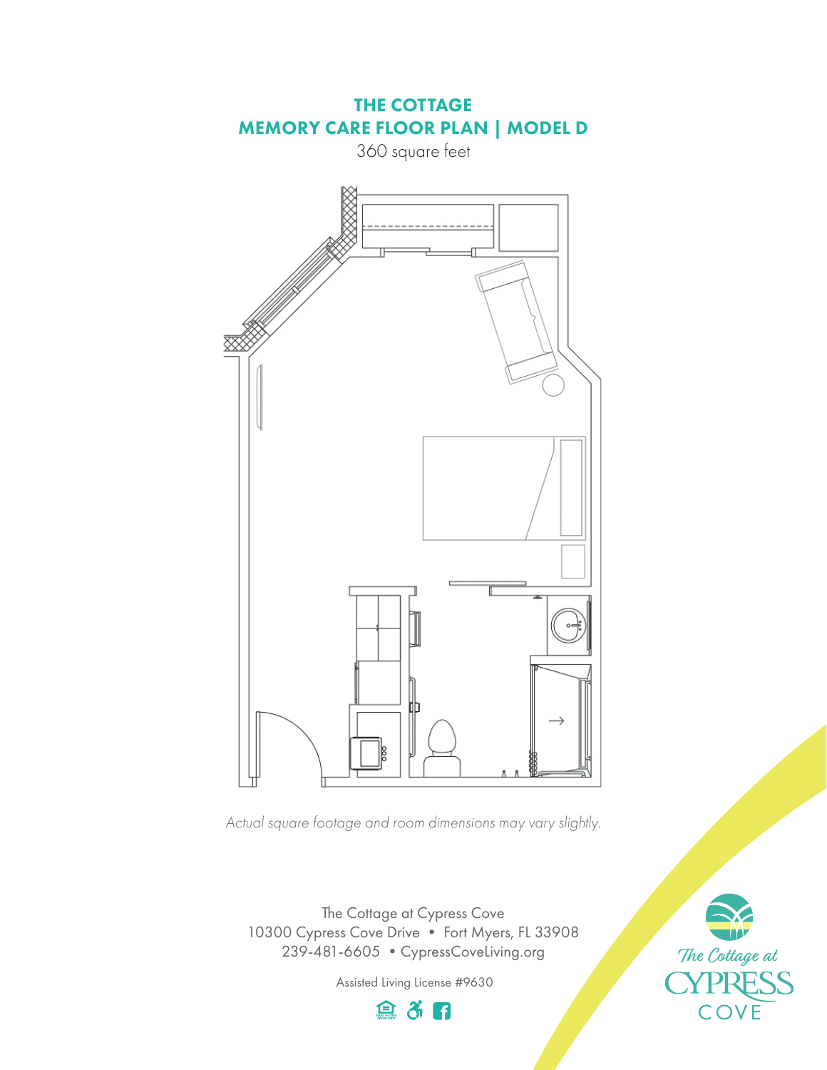# THE COTTAGE
## MEMORY CARE FLOOR PLAN | MODEL D

360 square feet

*Actual square footage and room dimensions may vary slightly.*

The Cottage at Cypress Cove
10300 Cypress Cove Drive • Fort Myers, FL 33908
239-481-6605 • CypressCoveLiving.org

Assisted Living License #9630

The Cottage at
CYPRESS
COVE